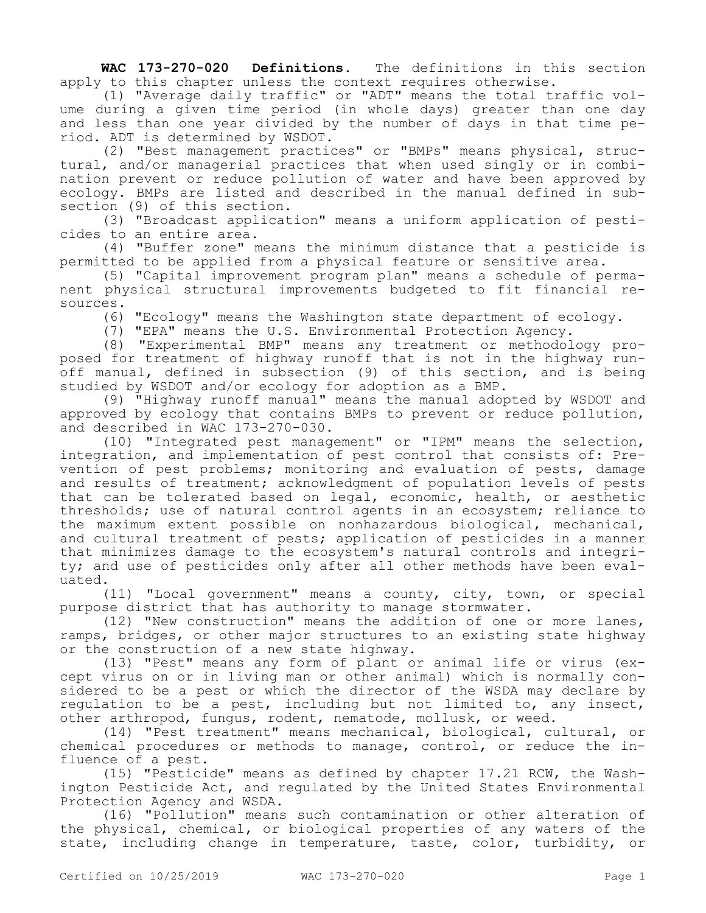**WAC 173-270-020 Definitions.** The definitions in this section apply to this chapter unless the context requires otherwise.

(1) "Average daily traffic" or "ADT" means the total traffic volume during a given time period (in whole days) greater than one day and less than one year divided by the number of days in that time period. ADT is determined by WSDOT.

(2) "Best management practices" or "BMPs" means physical, structural, and/or managerial practices that when used singly or in combination prevent or reduce pollution of water and have been approved by ecology. BMPs are listed and described in the manual defined in subsection (9) of this section.

(3) "Broadcast application" means a uniform application of pesticides to an entire area.

(4) "Buffer zone" means the minimum distance that a pesticide is permitted to be applied from a physical feature or sensitive area.

(5) "Capital improvement program plan" means a schedule of permanent physical structural improvements budgeted to fit financial resources.

(6) "Ecology" means the Washington state department of ecology.

(7) "EPA" means the U.S. Environmental Protection Agency.

(8) "Experimental BMP" means any treatment or methodology proposed for treatment of highway runoff that is not in the highway runoff manual, defined in subsection (9) of this section, and is being studied by WSDOT and/or ecology for adoption as a BMP.

(9) "Highway runoff manual" means the manual adopted by WSDOT and approved by ecology that contains BMPs to prevent or reduce pollution, and described in WAC 173-270-030.

(10) "Integrated pest management" or "IPM" means the selection, integration, and implementation of pest control that consists of: Prevention of pest problems; monitoring and evaluation of pests, damage and results of treatment; acknowledgment of population levels of pests that can be tolerated based on legal, economic, health, or aesthetic thresholds; use of natural control agents in an ecosystem; reliance to the maximum extent possible on nonhazardous biological, mechanical, and cultural treatment of pests; application of pesticides in a manner that minimizes damage to the ecosystem's natural controls and integrity; and use of pesticides only after all other methods have been evaluated.

(11) "Local government" means a county, city, town, or special purpose district that has authority to manage stormwater.

(12) "New construction" means the addition of one or more lanes, ramps, bridges, or other major structures to an existing state highway or the construction of a new state highway.

(13) "Pest" means any form of plant or animal life or virus (except virus on or in living man or other animal) which is normally considered to be a pest or which the director of the WSDA may declare by regulation to be a pest, including but not limited to, any insect, other arthropod, fungus, rodent, nematode, mollusk, or weed.

(14) "Pest treatment" means mechanical, biological, cultural, or chemical procedures or methods to manage, control, or reduce the influence of a pest.

(15) "Pesticide" means as defined by chapter 17.21 RCW, the Washington Pesticide Act, and regulated by the United States Environmental Protection Agency and WSDA.

(16) "Pollution" means such contamination or other alteration of the physical, chemical, or biological properties of any waters of the state, including change in temperature, taste, color, turbidity, or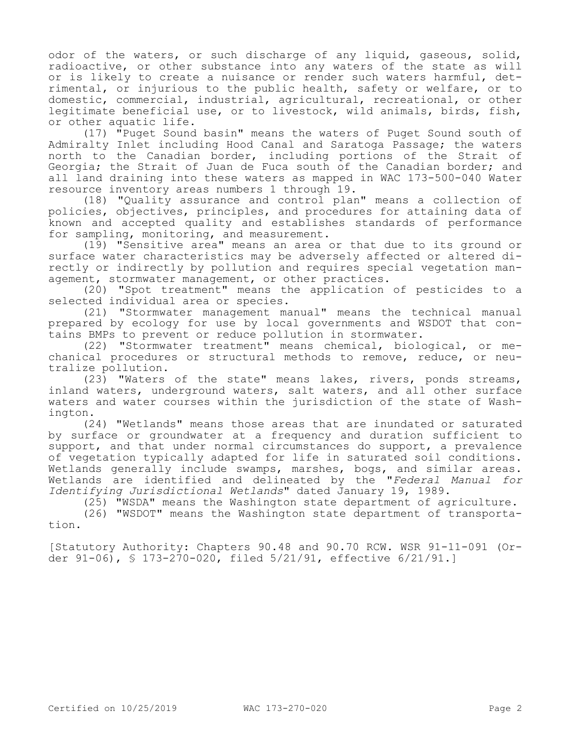odor of the waters, or such discharge of any liquid, gaseous, solid, radioactive, or other substance into any waters of the state as will or is likely to create a nuisance or render such waters harmful, detrimental, or injurious to the public health, safety or welfare, or to domestic, commercial, industrial, agricultural, recreational, or other legitimate beneficial use, or to livestock, wild animals, birds, fish, or other aquatic life.

(17) "Puget Sound basin" means the waters of Puget Sound south of Admiralty Inlet including Hood Canal and Saratoga Passage; the waters north to the Canadian border, including portions of the Strait of Georgia; the Strait of Juan de Fuca south of the Canadian border; and all land draining into these waters as mapped in WAC 173-500-040 Water resource inventory areas numbers 1 through 19.

(18) "Quality assurance and control plan" means a collection of policies, objectives, principles, and procedures for attaining data of known and accepted quality and establishes standards of performance for sampling, monitoring, and measurement.

(19) "Sensitive area" means an area or that due to its ground or surface water characteristics may be adversely affected or altered directly or indirectly by pollution and requires special vegetation management, stormwater management, or other practices.

(20) "Spot treatment" means the application of pesticides to a selected individual area or species.

(21) "Stormwater management manual" means the technical manual prepared by ecology for use by local governments and WSDOT that contains BMPs to prevent or reduce pollution in stormwater.

(22) "Stormwater treatment" means chemical, biological, or mechanical procedures or structural methods to remove, reduce, or neutralize pollution.

(23) "Waters of the state" means lakes, rivers, ponds streams, inland waters, underground waters, salt waters, and all other surface waters and water courses within the jurisdiction of the state of Washington.

(24) "Wetlands" means those areas that are inundated or saturated by surface or groundwater at a frequency and duration sufficient to support, and that under normal circumstances do support, a prevalence of vegetation typically adapted for life in saturated soil conditions. Wetlands generally include swamps, marshes, bogs, and similar areas. Wetlands are identified and delineated by the "*Federal Manual for Identifying Jurisdictional Wetlands*" dated January 19, 1989.

(25) "WSDA" means the Washington state department of agriculture.

(26) "WSDOT" means the Washington state department of transportation.

[Statutory Authority: Chapters 90.48 and 90.70 RCW. WSR 91-11-091 (Order 91-06), § 173-270-020, filed 5/21/91, effective 6/21/91.]